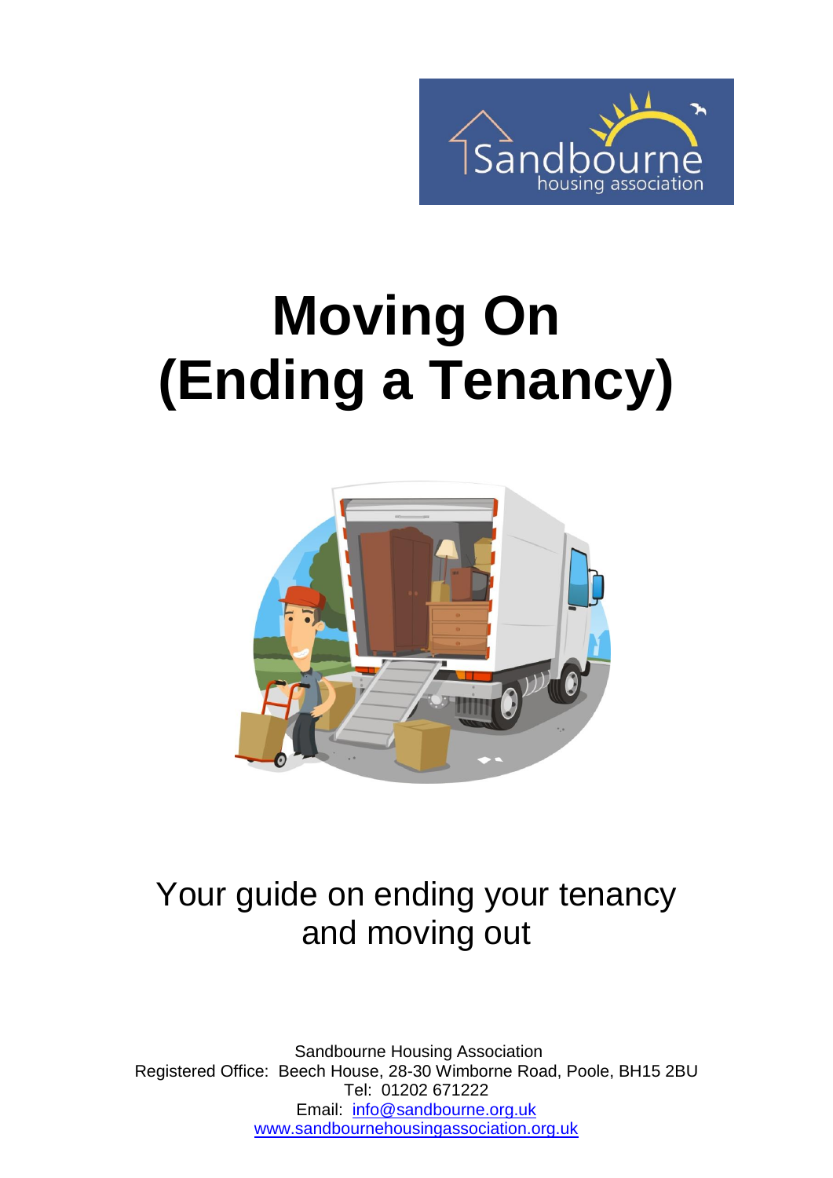# Moving On (Ending a Tenancy)

Your guide on ending your tenancy and moving out

Sandbourne Housing Association
Registered Office: Beech House, 28-30 Wimborne Road, Poole, BH15 2BU
Tel: 01202 671222
Email: info@sandbourne.org.uk
www.sandbournehousingassociation.org.uk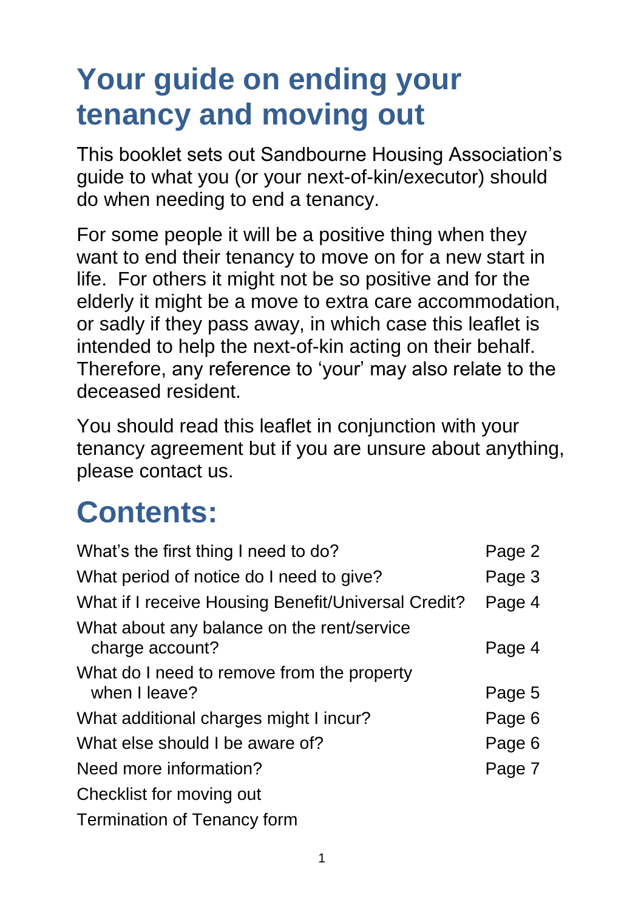# Your guide on ending your tenancy and moving out

This booklet sets out Sandbourne Housing Association's guide to what you (or your next-of-kin/executor) should do when needing to end a tenancy.

For some people it will be a positive thing when they want to end their tenancy to move on for a new start in life. For others it might not be so positive and for the elderly it might be a move to extra care accommodation, or sadly if they pass away, in which case this leaflet is intended to help the next-of-kin acting on their behalf. Therefore, any reference to 'your' may also relate to the deceased resident.

You should read this leaflet in conjunction with your tenancy agreement but if you are unsure about anything, please contact us.

# Contents:

| | |
|---|---|
| What's the first thing I need to do? | Page 2 |
| What period of notice do I need to give? | Page 3 |
| What if I receive Housing Benefit/Universal Credit? | Page 4 |
| What about any balance on the rent/service charge account? | Page 4 |
| What do I need to remove from the property when I leave? | Page 5 |
| What additional charges might I incur? | Page 6 |
| What else should I be aware of? | Page 6 |
| Need more information? | Page 7 |
| Checklist for moving out | |
| Termination of Tenancy form | |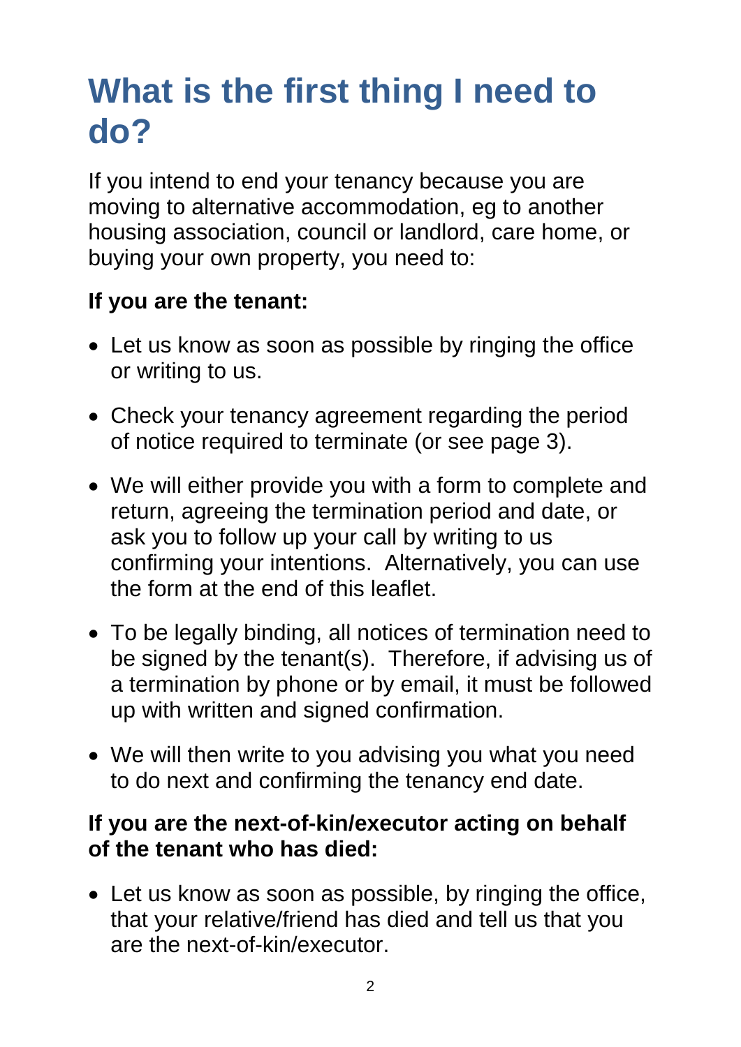# What is the first thing I need to do?

If you intend to end your tenancy because you are moving to alternative accommodation, eg to another housing association, council or landlord, care home, or buying your own property, you need to:

**If you are the tenant:**

- Let us know as soon as possible by ringing the office or writing to us.
- Check your tenancy agreement regarding the period of notice required to terminate (or see page 3).
- We will either provide you with a form to complete and return, agreeing the termination period and date, or ask you to follow up your call by writing to us confirming your intentions. Alternatively, you can use the form at the end of this leaflet.
- To be legally binding, all notices of termination need to be signed by the tenant(s). Therefore, if advising us of a termination by phone or by email, it must be followed up with written and signed confirmation.
- We will then write to you advising you what you need to do next and confirming the tenancy end date.

**If you are the next-of-kin/executor acting on behalf of the tenant who has died:**

- Let us know as soon as possible, by ringing the office, that your relative/friend has died and tell us that you are the next-of-kin/executor.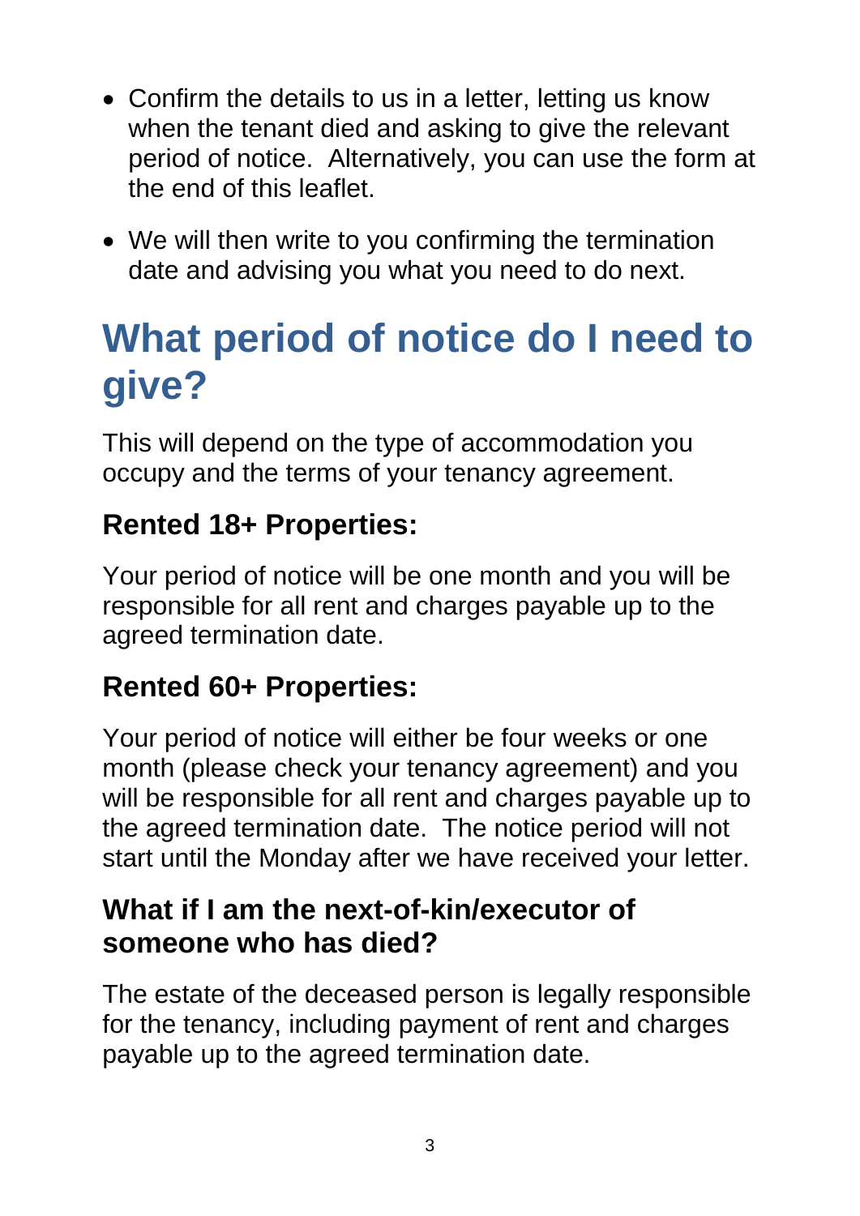- Confirm the details to us in a letter, letting us know when the tenant died and asking to give the relevant period of notice. Alternatively, you can use the form at the end of this leaflet.
- We will then write to you confirming the termination date and advising you what you need to do next.

# What period of notice do I need to give?

This will depend on the type of accommodation you occupy and the terms of your tenancy agreement.

## Rented 18+ Properties:

Your period of notice will be one month and you will be responsible for all rent and charges payable up to the agreed termination date.

## Rented 60+ Properties:

Your period of notice will either be four weeks or one month (please check your tenancy agreement) and you will be responsible for all rent and charges payable up to the agreed termination date. The notice period will not start until the Monday after we have received your letter.

### What if I am the next-of-kin/executor of someone who has died?

The estate of the deceased person is legally responsible for the tenancy, including payment of rent and charges payable up to the agreed termination date.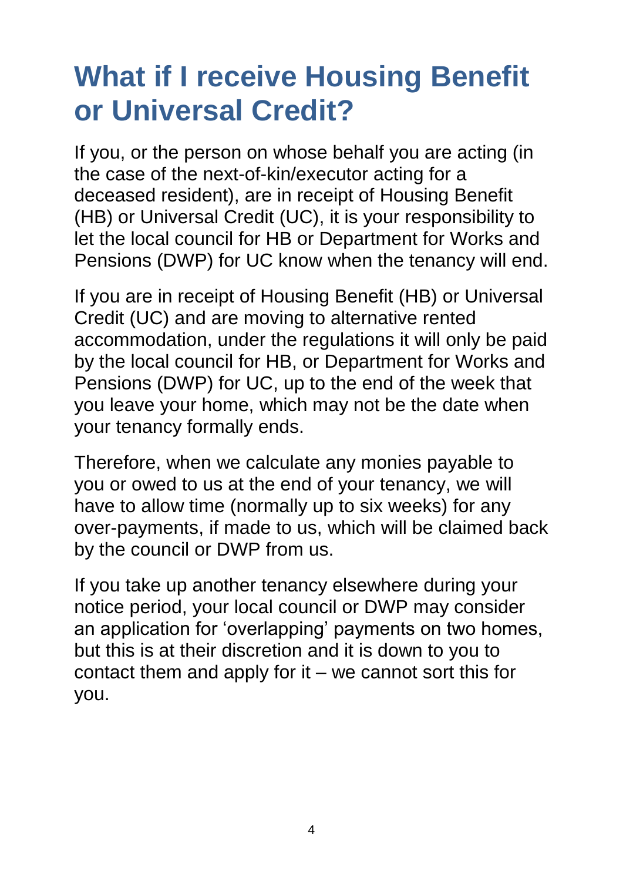# What if I receive Housing Benefit or Universal Credit?

If you, or the person on whose behalf you are acting (in the case of the next-of-kin/executor acting for a deceased resident), are in receipt of Housing Benefit (HB) or Universal Credit (UC), it is your responsibility to let the local council for HB or Department for Works and Pensions (DWP) for UC know when the tenancy will end.

If you are in receipt of Housing Benefit (HB) or Universal Credit (UC) and are moving to alternative rented accommodation, under the regulations it will only be paid by the local council for HB, or Department for Works and Pensions (DWP) for UC, up to the end of the week that you leave your home, which may not be the date when your tenancy formally ends.

Therefore, when we calculate any monies payable to you or owed to us at the end of your tenancy, we will have to allow time (normally up to six weeks) for any over-payments, if made to us, which will be claimed back by the council or DWP from us.

If you take up another tenancy elsewhere during your notice period, your local council or DWP may consider an application for 'overlapping' payments on two homes, but this is at their discretion and it is down to you to contact them and apply for it – we cannot sort this for you.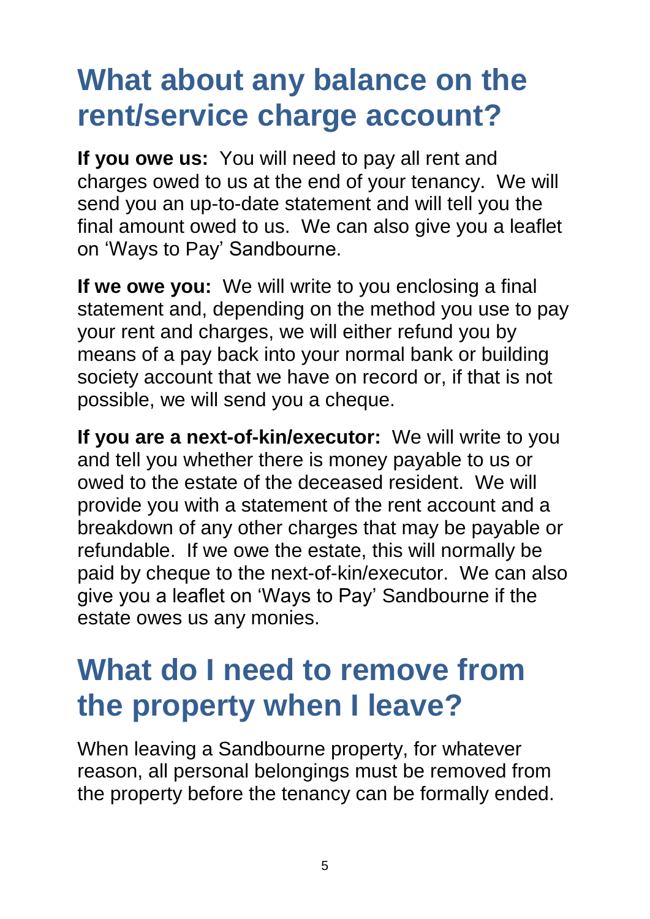# What about any balance on the rent/service charge account?

**If you owe us:** You will need to pay all rent and charges owed to us at the end of your tenancy. We will send you an up-to-date statement and will tell you the final amount owed to us. We can also give you a leaflet on 'Ways to Pay' Sandbourne.

**If we owe you:** We will write to you enclosing a final statement and, depending on the method you use to pay your rent and charges, we will either refund you by means of a pay back into your normal bank or building society account that we have on record or, if that is not possible, we will send you a cheque.

**If you are a next-of-kin/executor:** We will write to you and tell you whether there is money payable to us or owed to the estate of the deceased resident. We will provide you with a statement of the rent account and a breakdown of any other charges that may be payable or refundable. If we owe the estate, this will normally be paid by cheque to the next-of-kin/executor. We can also give you a leaflet on 'Ways to Pay' Sandbourne if the estate owes us any monies.

# What do I need to remove from the property when I leave?

When leaving a Sandbourne property, for whatever reason, all personal belongings must be removed from the property before the tenancy can be formally ended.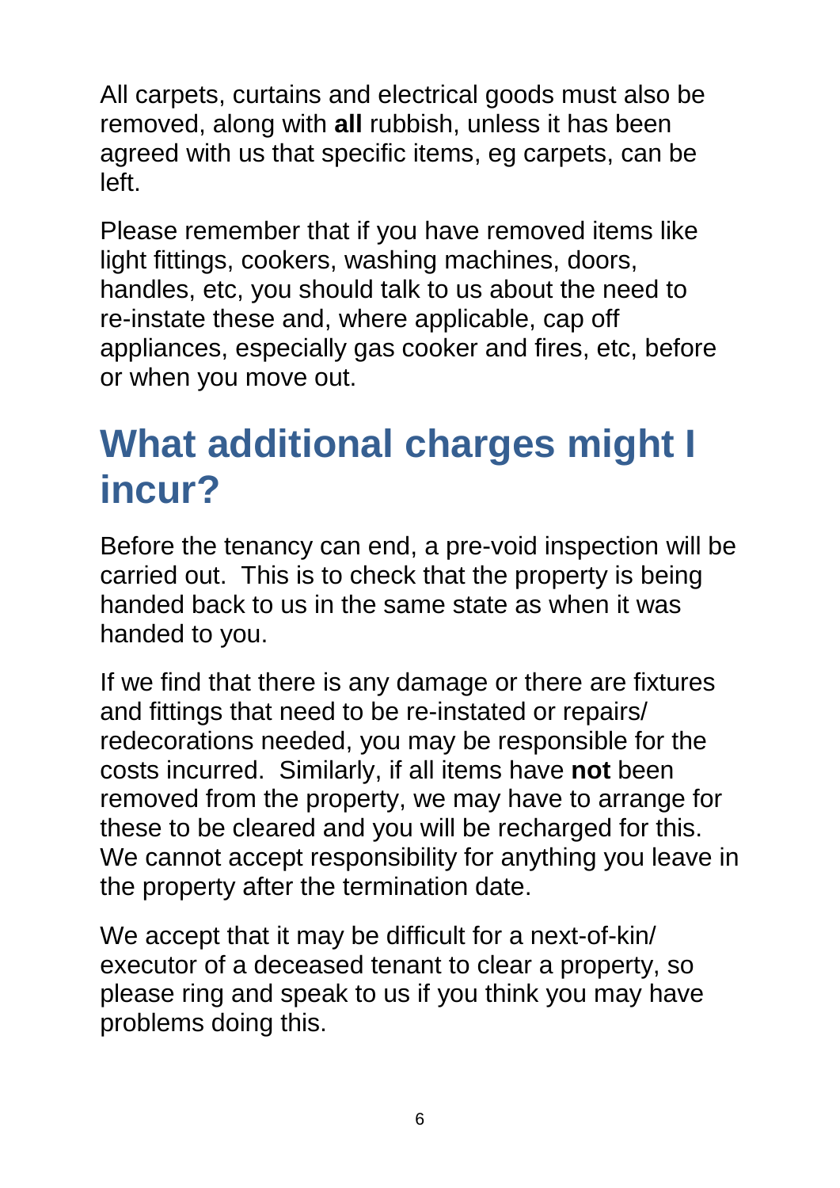All carpets, curtains and electrical goods must also be removed, along with **all** rubbish, unless it has been agreed with us that specific items, eg carpets, can be left.

Please remember that if you have removed items like light fittings, cookers, washing machines, doors, handles, etc, you should talk to us about the need to re-instate these and, where applicable, cap off appliances, especially gas cooker and fires, etc, before or when you move out.

# What additional charges might I incur?

Before the tenancy can end, a pre-void inspection will be carried out. This is to check that the property is being handed back to us in the same state as when it was handed to you.

If we find that there is any damage or there are fixtures and fittings that need to be re-instated or repairs/ redecorations needed, you may be responsible for the costs incurred. Similarly, if all items have **not** been removed from the property, we may have to arrange for these to be cleared and you will be recharged for this. We cannot accept responsibility for anything you leave in the property after the termination date.

We accept that it may be difficult for a next-of-kin/ executor of a deceased tenant to clear a property, so please ring and speak to us if you think you may have problems doing this.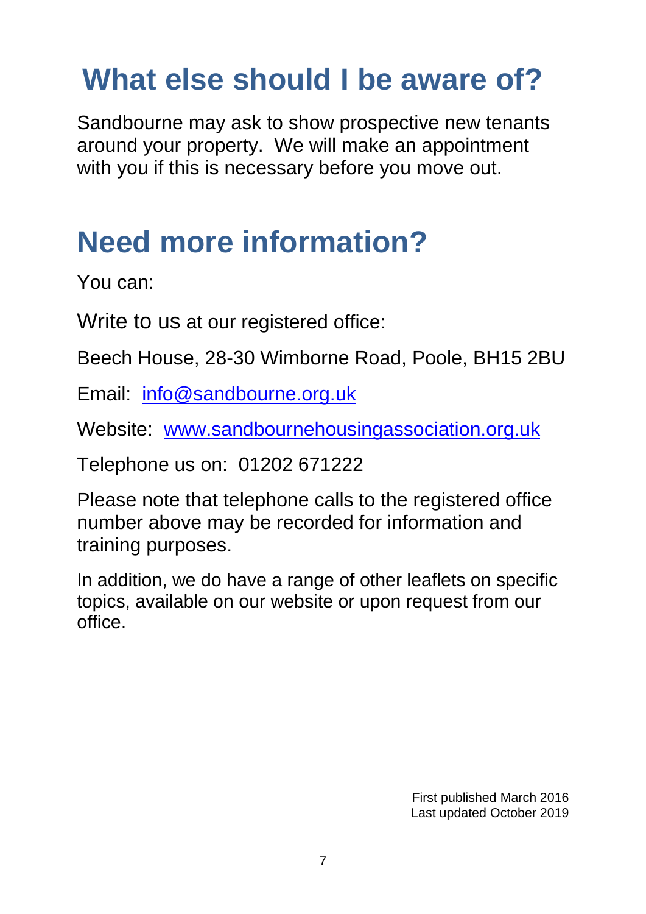# What else should I be aware of?

Sandbourne may ask to show prospective new tenants around your property. We will make an appointment with you if this is necessary before you move out.

# Need more information?

You can:

Write to us at our registered office:

Beech House, 28-30 Wimborne Road, Poole, BH15 2BU

Email: [info@sandbourne.org.uk](mailto:info@sandbourne.org.uk)

Website: [www.sandbournehousingassociation.org.uk](http://www.sandbournehousingassociation.org.uk)

Telephone us on: 01202 671222

Please note that telephone calls to the registered office number above may be recorded for information and training purposes.

In addition, we do have a range of other leaflets on specific topics, available on our website or upon request from our office.

First published March 2016
Last updated October 2019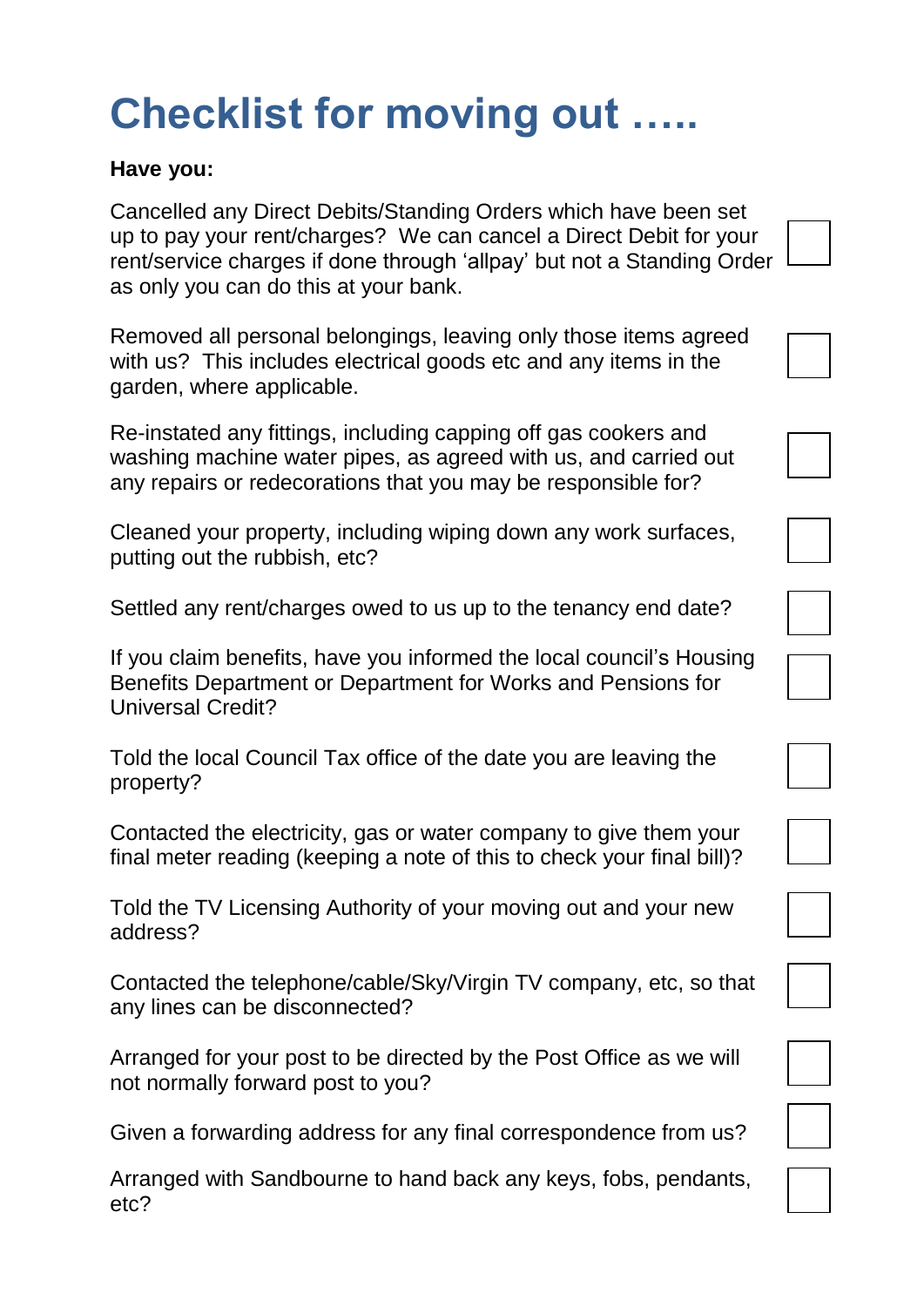# Checklist for moving out …..

**Have you:**

- [ ] Cancelled any Direct Debits/Standing Orders which have been set up to pay your rent/charges? We can cancel a Direct Debit for your rent/service charges if done through 'allpay' but not a Standing Order as only you can do this at your bank.
- [ ] Removed all personal belongings, leaving only those items agreed with us? This includes electrical goods etc and any items in the garden, where applicable.
- [ ] Re-instated any fittings, including capping off gas cookers and washing machine water pipes, as agreed with us, and carried out any repairs or redecorations that you may be responsible for?
- [ ] Cleaned your property, including wiping down any work surfaces, putting out the rubbish, etc?
- [ ] Settled any rent/charges owed to us up to the tenancy end date?
- [ ] If you claim benefits, have you informed the local council's Housing Benefits Department or Department for Works and Pensions for Universal Credit?
- [ ] Told the local Council Tax office of the date you are leaving the property?
- [ ] Contacted the electricity, gas or water company to give them your final meter reading (keeping a note of this to check your final bill)?
- [ ] Told the TV Licensing Authority of your moving out and your new address?
- [ ] Contacted the telephone/cable/Sky/Virgin TV company, etc, so that any lines can be disconnected?
- [ ] Arranged for your post to be directed by the Post Office as we will not normally forward post to you?
- [ ] Given a forwarding address for any final correspondence from us?
- [ ] Arranged with Sandbourne to hand back any keys, fobs, pendants, etc?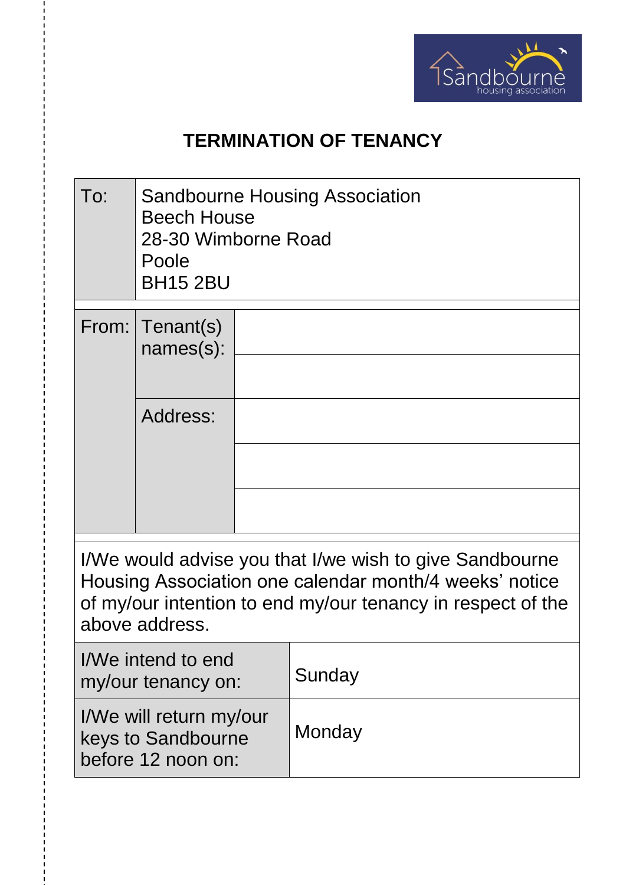# TERMINATION OF TENANCY

| To: | Sandbourne Housing Association<br>Beech House<br>28-30 Wimborne Road<br>Poole<br>BH15 2BU | |
|---|---|---|
| From: | Tenant(s) names(s): | |
| | | |
| | Address: | |
| | | |
| | | |

I/We would advise you that I/we wish to give Sandbourne Housing Association one calendar month/4 weeks' notice of my/our intention to end my/our tenancy in respect of the above address.

| | |
|---|---|
| I/We intend to end my/our tenancy on: | Sunday |
| I/We will return my/our keys to Sandbourne before 12 noon on: | Monday |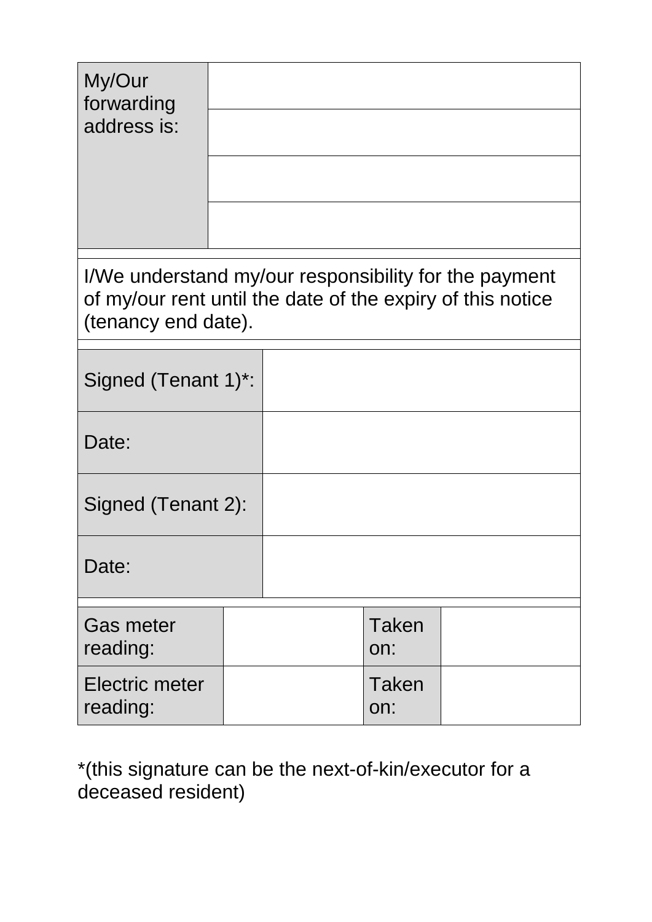| | |
|---|---|
| My/Our forwarding address is: | |
| | |
| | |
| | |

I/We understand my/our responsibility for the payment of my/our rent until the date of the expiry of this notice (tenancy end date).

| | |
|---|---|
| Signed (Tenant 1)*: | |
| Date: | |
| Signed (Tenant 2): | |
| Date: | |

| | | | |
|---|---|---|---|
| Gas meter reading: | | Taken on: | |
| Electric meter reading: | | Taken on: | |

*(this signature can be the next-of-kin/executor for a deceased resident)